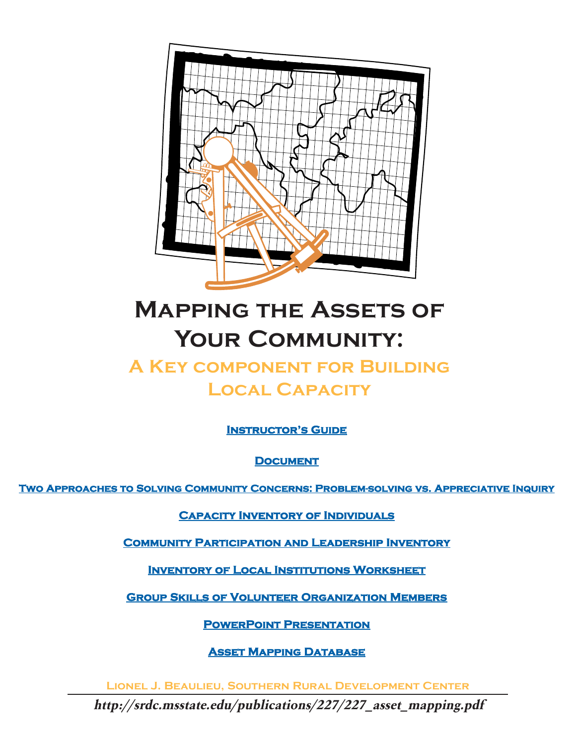# Mapping the Assets of Your Community:

## A Key component for Building Local Capacity

**Instructor's Guide**

**Document**

**Two Approaches to Solving Community Concerns: Problem-solving vs. Appreciative Inquiry**

**Capacity Inventory of Individuals**

**Community Participation and Leadership Inventory**

**Inventory of Local Institutions Worksheet**

**Group Skills of Volunteer Organization Members**

**PowerPoint Presentation**

**Asset Mapping Database**

Lionel J. Beaulieu, Southern Rural Development Center

***http://srdc.msstate.edu/publications/227/227_asset_mapping.pdf***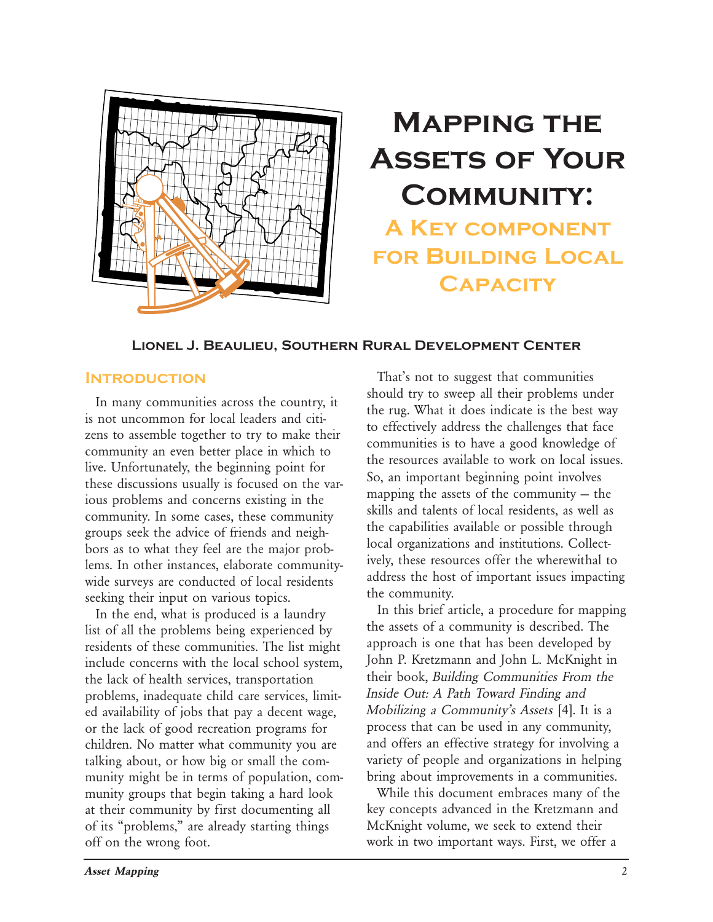# Mapping the Assets of Your Community:

## A Key component for Building Local Capacity

**Lionel J. Beaulieu, Southern Rural Development Center**

## Introduction

In many communities across the country, it is not uncommon for local leaders and citizens to assemble together to try to make their community an even better place in which to live. Unfortunately, the beginning point for these discussions usually is focused on the various problems and concerns existing in the community. In some cases, these community groups seek the advice of friends and neighbors as to what they feel are the major problems. In other instances, elaborate community-wide surveys are conducted of local residents seeking their input on various topics.

In the end, what is produced is a laundry list of all the problems being experienced by residents of these communities. The list might include concerns with the local school system, the lack of health services, transportation problems, inadequate child care services, limited availability of jobs that pay a decent wage, or the lack of good recreation programs for children. No matter what community you are talking about, or how big or small the community might be in terms of population, community groups that begin taking a hard look at their community by first documenting all of its "problems," are already starting things off on the wrong foot.

That's not to suggest that communities should try to sweep all their problems under the rug. What it does indicate is the best way to effectively address the challenges that face communities is to have a good knowledge of the resources available to work on local issues. So, an important beginning point involves mapping the assets of the community – the skills and talents of local residents, as well as the capabilities available or possible through local organizations and institutions. Collectively, these resources offer the wherewithal to address the host of important issues impacting the community.

In this brief article, a procedure for mapping the assets of a community is described. The approach is one that has been developed by John P. Kretzmann and John L. McKnight in their book, *Building Communities From the Inside Out: A Path Toward Finding and Mobilizing a Community's Assets* [4]. It is a process that can be used in any community, and offers an effective strategy for involving a variety of people and organizations in helping bring about improvements in a communities.

While this document embraces many of the key concepts advanced in the Kretzmann and McKnight volume, we seek to extend their work in two important ways. First, we offer a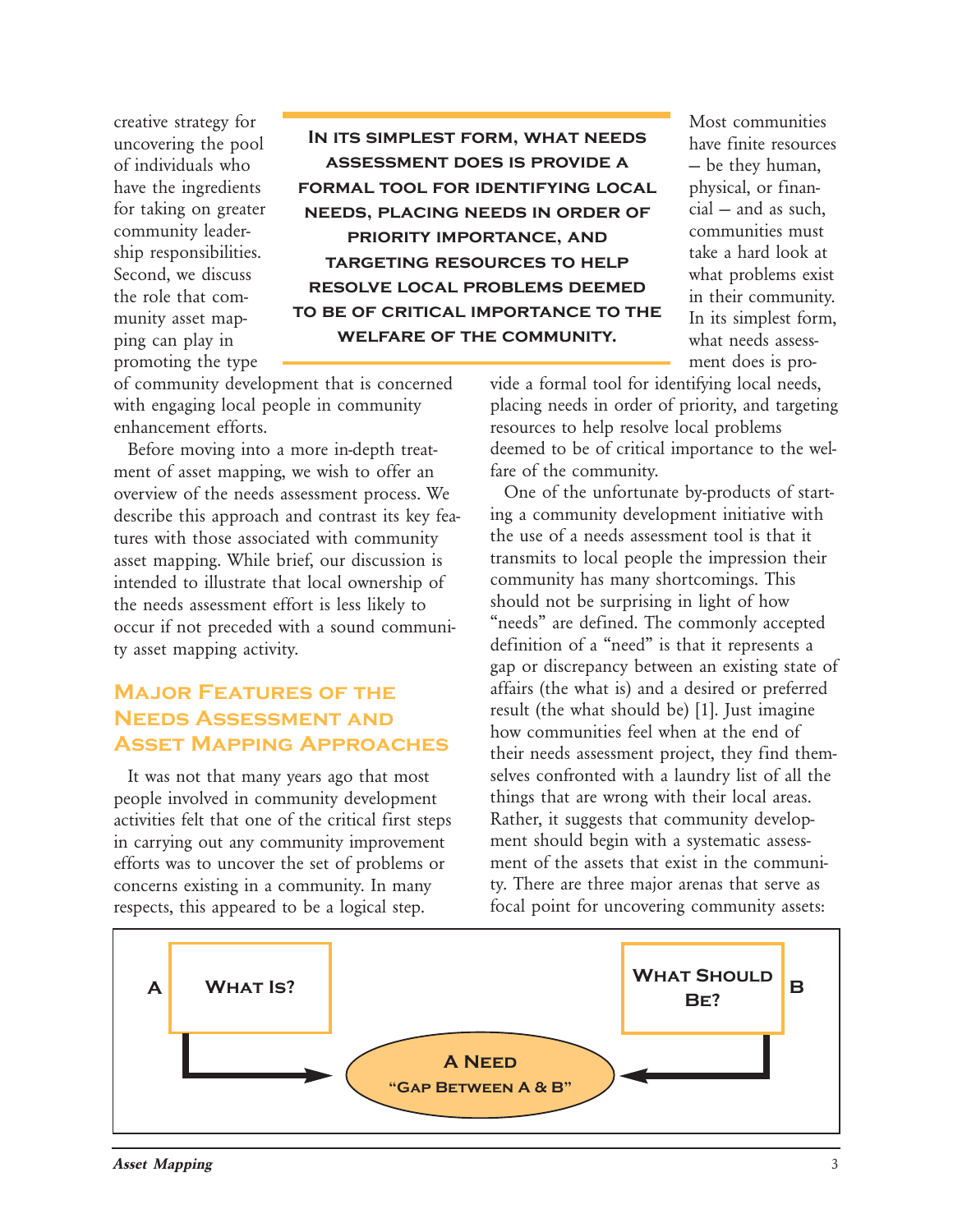creative strategy for uncovering the pool of individuals who have the ingredients for taking on greater community leadership responsibilities. Second, we discuss the role that community asset mapping can play in promoting the type of community development that is concerned with engaging local people in community enhancement efforts.

> **In its simplest form, what needs assessment does is provide a formal tool for identifying local needs, placing needs in order of priority importance, and targeting resources to help resolve local problems deemed to be of critical importance to the welfare of the community.**

Before moving into a more in-depth treatment of asset mapping, we wish to offer an overview of the needs assessment process. We describe this approach and contrast its key features with those associated with community asset mapping. While brief, our discussion is intended to illustrate that local ownership of the needs assessment effort is less likely to occur if not preceded with a sound community asset mapping activity.

## Major Features of the Needs Assessment and Asset Mapping Approaches

It was not that many years ago that most people involved in community development activities felt that one of the critical first steps in carrying out any community improvement efforts was to uncover the set of problems or concerns existing in a community. In many respects, this appeared to be a logical step. Most communities have finite resources – be they human, physical, or financial – and as such, communities must take a hard look at what problems exist in their community. In its simplest form, what needs assessment does is provide a formal tool for identifying local needs, placing needs in order of priority, and targeting resources to help resolve local problems deemed to be of critical importance to the welfare of the community.

One of the unfortunate by-products of starting a community development initiative with the use of a needs assessment tool is that it transmits to local people the impression their community has many shortcomings. This should not be surprising in light of how "needs" are defined. The commonly accepted definition of a "need" is that it represents a gap or discrepancy between an existing state of affairs (the what is) and a desired or preferred result (the what should be) [1]. Just imagine how communities feel when at the end of their needs assessment project, they find themselves confronted with a laundry list of all the things that are wrong with their local areas. Rather, it suggests that community development should begin with a systematic assessment of the assets that exist in the community. There are three major arenas that serve as focal point for uncovering community assets:

A — **What Is?**

B — **What Should Be?**

**A Need**
**"Gap Between A & B"**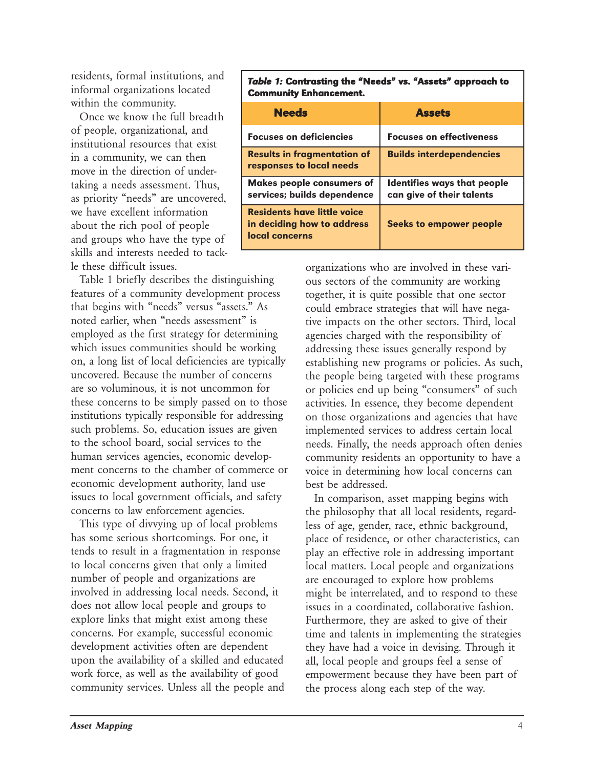residents, formal institutions, and informal organizations located within the community.

Once we know the full breadth of people, organizational, and institutional resources that exist in a community, we can then move in the direction of undertaking a needs assessment. Thus, as priority "needs" are uncovered, we have excellent information about the rich pool of people and groups who have the type of skills and interests needed to tackle these difficult issues.

***Table 1:*** **Contrasting the "Needs" vs. "Assets" approach to Community Enhancement.**

| **Needs** | **Assets** |
|---|---|
| **Focuses on deficiencies** | **Focuses on effectiveness** |
| **Results in fragmentation of responses to local needs** | **Builds interdependencies** |
| **Makes people consumers of services; builds dependence** | **Identifies ways that people can give of their talents** |
| **Residents have little voice in deciding how to address local concerns** | **Seeks to empower people** |

Table 1 briefly describes the distinguishing features of a community development process that begins with "needs" versus "assets." As noted earlier, when "needs assessment" is employed as the first strategy for determining which issues communities should be working on, a long list of local deficiencies are typically uncovered. Because the number of concerns are so voluminous, it is not uncommon for these concerns to be simply passed on to those institutions typically responsible for addressing such problems. So, education issues are given to the school board, social services to the human services agencies, economic development concerns to the chamber of commerce or economic development authority, land use issues to local government officials, and safety concerns to law enforcement agencies.

This type of divvying up of local problems has some serious shortcomings. For one, it tends to result in a fragmentation in response to local concerns given that only a limited number of people and organizations are involved in addressing local needs. Second, it does not allow local people and groups to explore links that might exist among these concerns. For example, successful economic development activities often are dependent upon the availability of a skilled and educated work force, as well as the availability of good community services. Unless all the people and organizations who are involved in these various sectors of the community are working together, it is quite possible that one sector could embrace strategies that will have negative impacts on the other sectors. Third, local agencies charged with the responsibility of addressing these issues generally respond by establishing new programs or policies. As such, the people being targeted with these programs or policies end up being "consumers" of such activities. In essence, they become dependent on those organizations and agencies that have implemented services to address certain local needs. Finally, the needs approach often denies community residents an opportunity to have a voice in determining how local concerns can best be addressed.

In comparison, asset mapping begins with the philosophy that all local residents, regardless of age, gender, race, ethnic background, place of residence, or other characteristics, can play an effective role in addressing important local matters. Local people and organizations are encouraged to explore how problems might be interrelated, and to respond to these issues in a coordinated, collaborative fashion. Furthermore, they are asked to give of their time and talents in implementing the strategies they have had a voice in devising. Through it all, local people and groups feel a sense of empowerment because they have been part of the process along each step of the way.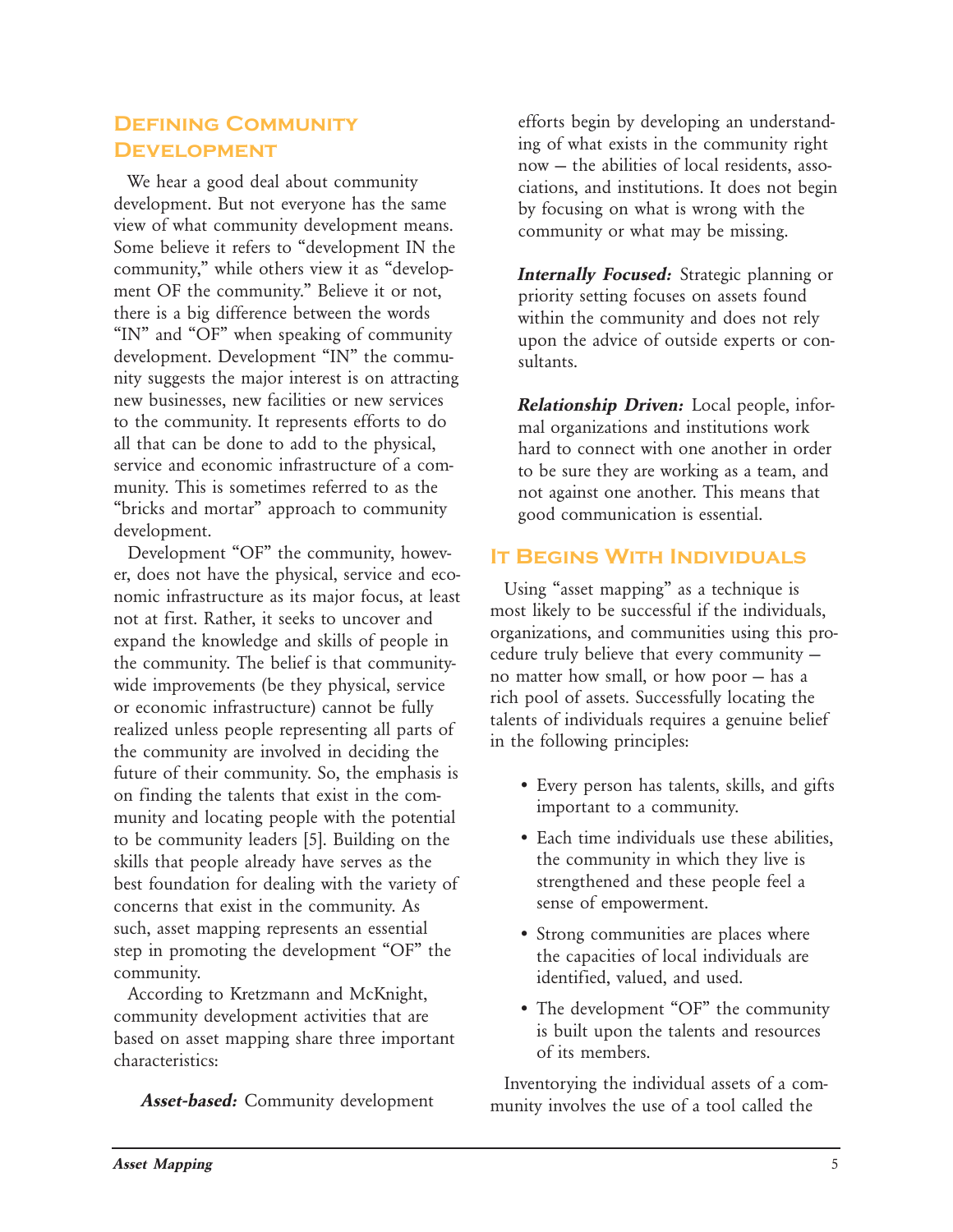## Defining Community Development

We hear a good deal about community development. But not everyone has the same view of what community development means. Some believe it refers to "development IN the community," while others view it as "development OF the community." Believe it or not, there is a big difference between the words "IN" and "OF" when speaking of community development. Development "IN" the community suggests the major interest is on attracting new businesses, new facilities or new services to the community. It represents efforts to do all that can be done to add to the physical, service and economic infrastructure of a community. This is sometimes referred to as the "bricks and mortar" approach to community development.

Development "OF" the community, however, does not have the physical, service and economic infrastructure as its major focus, at least not at first. Rather, it seeks to uncover and expand the knowledge and skills of people in the community. The belief is that community-wide improvements (be they physical, service or economic infrastructure) cannot be fully realized unless people representing all parts of the community are involved in deciding the future of their community. So, the emphasis is on finding the talents that exist in the community and locating people with the potential to be community leaders [5]. Building on the skills that people already have serves as the best foundation for dealing with the variety of concerns that exist in the community. As such, asset mapping represents an essential step in promoting the development "OF" the community.

According to Kretzmann and McKnight, community development activities that are based on asset mapping share three important characteristics:

***Asset-based:*** Community development efforts begin by developing an understanding of what exists in the community right now — the abilities of local residents, associations, and institutions. It does not begin by focusing on what is wrong with the community or what may be missing.

***Internally Focused:*** Strategic planning or priority setting focuses on assets found within the community and does not rely upon the advice of outside experts or consultants.

***Relationship Driven:*** Local people, informal organizations and institutions work hard to connect with one another in order to be sure they are working as a team, and not against one another. This means that good communication is essential.

## It Begins With Individuals

Using "asset mapping" as a technique is most likely to be successful if the individuals, organizations, and communities using this procedure truly believe that every community — no matter how small, or how poor — has a rich pool of assets. Successfully locating the talents of individuals requires a genuine belief in the following principles:

- Every person has talents, skills, and gifts important to a community.
- Each time individuals use these abilities, the community in which they live is strengthened and these people feel a sense of empowerment.
- Strong communities are places where the capacities of local individuals are identified, valued, and used.
- The development "OF" the community is built upon the talents and resources of its members.

Inventorying the individual assets of a community involves the use of a tool called the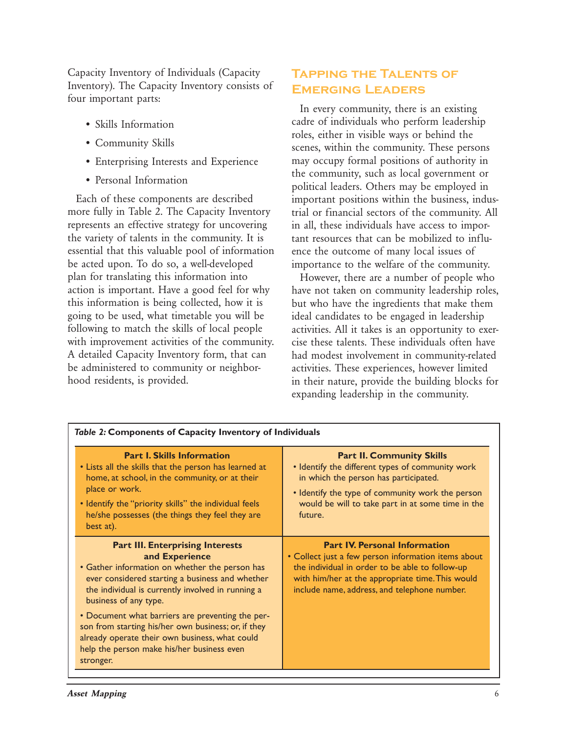Capacity Inventory of Individuals (Capacity Inventory). The Capacity Inventory consists of four important parts:

- Skills Information
- Community Skills
- Enterprising Interests and Experience
- Personal Information

Each of these components are described more fully in Table 2. The Capacity Inventory represents an effective strategy for uncovering the variety of talents in the community. It is essential that this valuable pool of information be acted upon. To do so, a well-developed plan for translating this information into action is important. Have a good feel for why this information is being collected, how it is going to be used, what timetable you will be following to match the skills of local people with improvement activities of the community. A detailed Capacity Inventory form, that can be administered to community or neighborhood residents, is provided.

## Tapping the Talents of Emerging Leaders

In every community, there is an existing cadre of individuals who perform leadership roles, either in visible ways or behind the scenes, within the community. These persons may occupy formal positions of authority in the community, such as local government or political leaders. Others may be employed in important positions within the business, industrial or financial sectors of the community. All in all, these individuals have access to important resources that can be mobilized to influence the outcome of many local issues of importance to the welfare of the community.

However, there are a number of people who have not taken on community leadership roles, but who have the ingredients that make them ideal candidates to be engaged in leadership activities. All it takes is an opportunity to exercise these talents. These individuals often have had modest involvement in community-related activities. These experiences, however limited in their nature, provide the building blocks for expanding leadership in the community.

***Table 2:*** **Components of Capacity Inventory of Individuals**

| **Part I. Skills Information** | **Part II. Community Skills** |
|---|---|
| • Lists all the skills that the person has learned at home, at school, in the community, or at their place or work.<br>• Identify the "priority skills" the individual feels he/she possesses (the things they feel they are best at). | • Identify the different types of community work in which the person has participated.<br>• Identify the type of community work the person would be will to take part in at some time in the future. |
| **Part III. Enterprising Interests and Experience** | **Part IV. Personal Information** |
| • Gather information on whether the person has ever considered starting a business and whether the individual is currently involved in running a business of any type.<br>• Document what barriers are preventing the person from starting his/her own business; or, if they already operate their own business, what could help the person make his/her business even stronger. | • Collect just a few person information items about the individual in order to be able to follow-up with him/her at the appropriate time. This would include name, address, and telephone number. |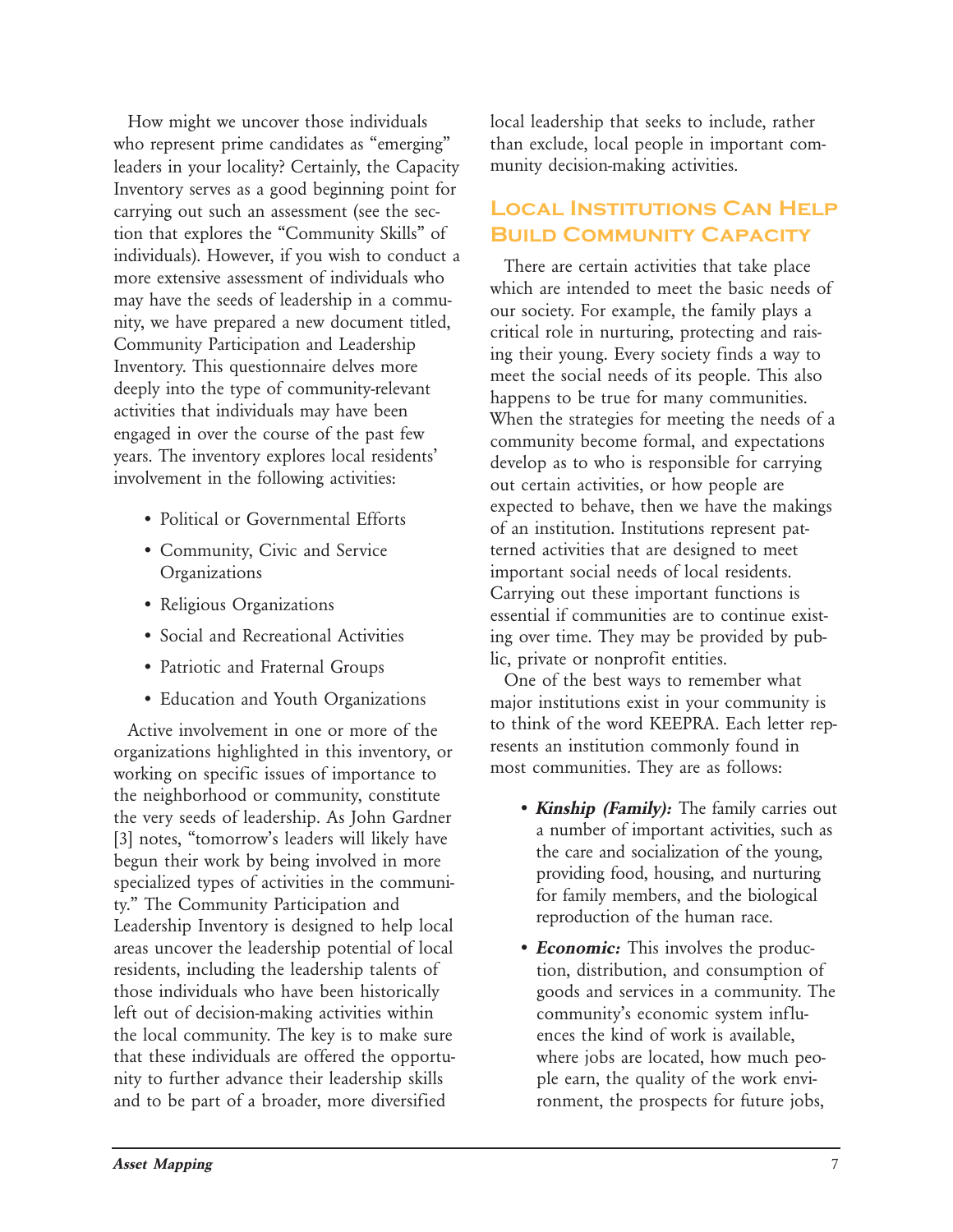How might we uncover those individuals who represent prime candidates as "emerging" leaders in your locality? Certainly, the Capacity Inventory serves as a good beginning point for carrying out such an assessment (see the section that explores the "Community Skills" of individuals). However, if you wish to conduct a more extensive assessment of individuals who may have the seeds of leadership in a community, we have prepared a new document titled, Community Participation and Leadership Inventory. This questionnaire delves more deeply into the type of community-relevant activities that individuals may have been engaged in over the course of the past few years. The inventory explores local residents' involvement in the following activities:

- Political or Governmental Efforts
- Community, Civic and Service Organizations
- Religious Organizations
- Social and Recreational Activities
- Patriotic and Fraternal Groups
- Education and Youth Organizations

Active involvement in one or more of the organizations highlighted in this inventory, or working on specific issues of importance to the neighborhood or community, constitute the very seeds of leadership. As John Gardner [3] notes, "tomorrow's leaders will likely have begun their work by being involved in more specialized types of activities in the community." The Community Participation and Leadership Inventory is designed to help local areas uncover the leadership potential of local residents, including the leadership talents of those individuals who have been historically left out of decision-making activities within the local community. The key is to make sure that these individuals are offered the opportunity to further advance their leadership skills and to be part of a broader, more diversified local leadership that seeks to include, rather than exclude, local people in important community decision-making activities.

## Local Institutions Can Help Build Community Capacity

There are certain activities that take place which are intended to meet the basic needs of our society. For example, the family plays a critical role in nurturing, protecting and raising their young. Every society finds a way to meet the social needs of its people. This also happens to be true for many communities. When the strategies for meeting the needs of a community become formal, and expectations develop as to who is responsible for carrying out certain activities, or how people are expected to behave, then we have the makings of an institution. Institutions represent patterned activities that are designed to meet important social needs of local residents. Carrying out these important functions is essential if communities are to continue existing over time. They may be provided by public, private or nonprofit entities.

One of the best ways to remember what major institutions exist in your community is to think of the word KEEPRA. Each letter represents an institution commonly found in most communities. They are as follows:

- ***Kinship (Family):*** The family carries out a number of important activities, such as the care and socialization of the young, providing food, housing, and nurturing for family members, and the biological reproduction of the human race.
- ***Economic:*** This involves the production, distribution, and consumption of goods and services in a community. The community's economic system influences the kind of work is available, where jobs are located, how much people earn, the quality of the work environment, the prospects for future jobs,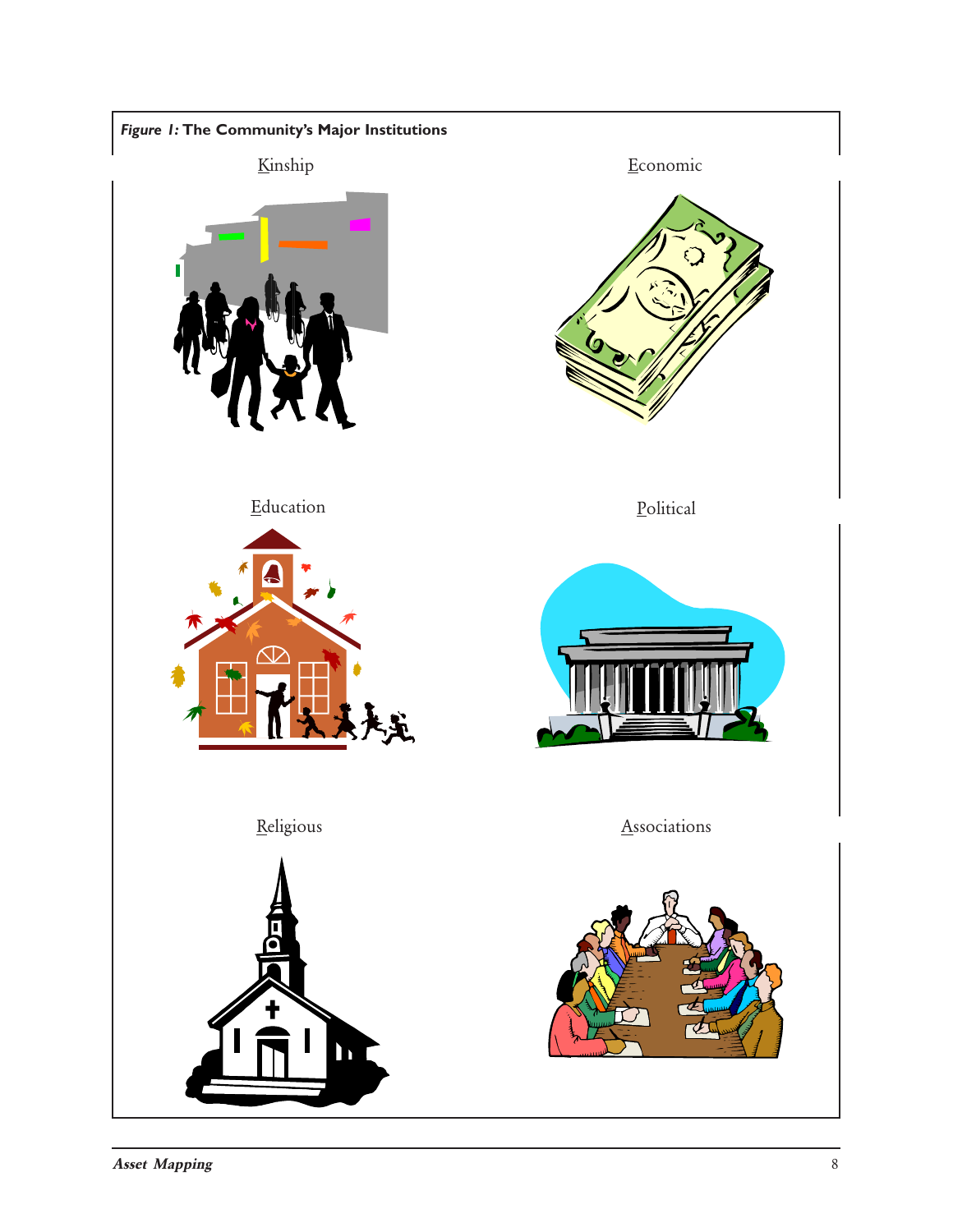*Figure 1:* **The Community's Major Institutions**

Kinship

Economic

Education

Political

Religious

Associations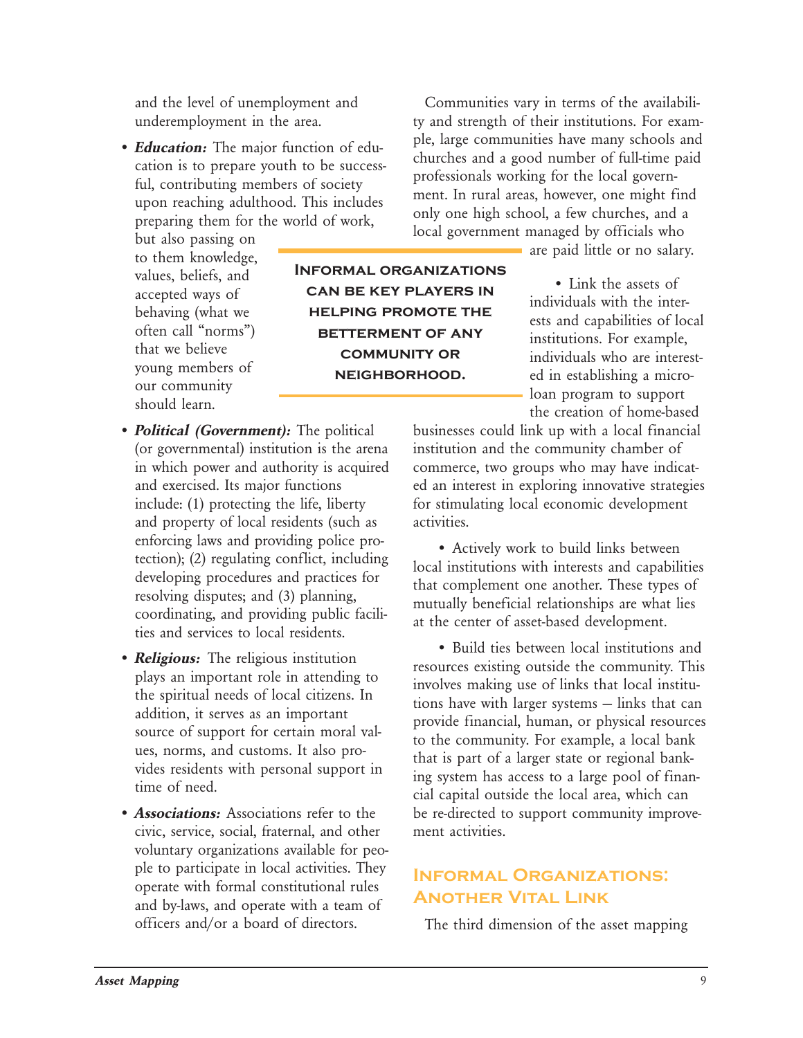and the level of unemployment and underemployment in the area.

- ***Education:*** The major function of education is to prepare youth to be successful, contributing members of society upon reaching adulthood. This includes preparing them for the world of work, but also passing on to them knowledge, values, beliefs, and accepted ways of behaving (what we often call "norms") that we believe young members of our community should learn.

- ***Political (Government):*** The political (or governmental) institution is the arena in which power and authority is acquired and exercised. Its major functions include: (1) protecting the life, liberty and property of local residents (such as enforcing laws and providing police protection); (2) regulating conflict, including developing procedures and practices for resolving disputes; and (3) planning, coordinating, and providing public facilities and services to local residents.

- ***Religious:*** The religious institution plays an important role in attending to the spiritual needs of local citizens. In addition, it serves as an important source of support for certain moral values, norms, and customs. It also provides residents with personal support in time of need.

- ***Associations:*** Associations refer to the civic, service, social, fraternal, and other voluntary organizations available for people to participate in local activities. They operate with formal constitutional rules and by-laws, and operate with a team of officers and/or a board of directors.

Communities vary in terms of the availability and strength of their institutions. For example, large communities have many schools and churches and a good number of full-time paid professionals working for the local government. In rural areas, however, one might find only one high school, a few churches, and a local government managed by officials who are paid little or no salary.

**INFORMAL ORGANIZATIONS CAN BE KEY PLAYERS IN HELPING PROMOTE THE BETTERMENT OF ANY COMMUNITY OR NEIGHBORHOOD.**

- Link the assets of individuals with the interests and capabilities of local institutions. For example, individuals who are interested in establishing a micro-loan program to support the creation of home-based businesses could link up with a local financial institution and the community chamber of commerce, two groups who may have indicated an interest in exploring innovative strategies for stimulating local economic development activities.

- Actively work to build links between local institutions with interests and capabilities that complement one another. These types of mutually beneficial relationships are what lies at the center of asset-based development.

- Build ties between local institutions and resources existing outside the community. This involves making use of links that local institutions have with larger systems – links that can provide financial, human, or physical resources to the community. For example, a local bank that is part of a larger state or regional banking system has access to a large pool of financial capital outside the local area, which can be re-directed to support community improvement activities.

## Informal Organizations: Another Vital Link

The third dimension of the asset mapping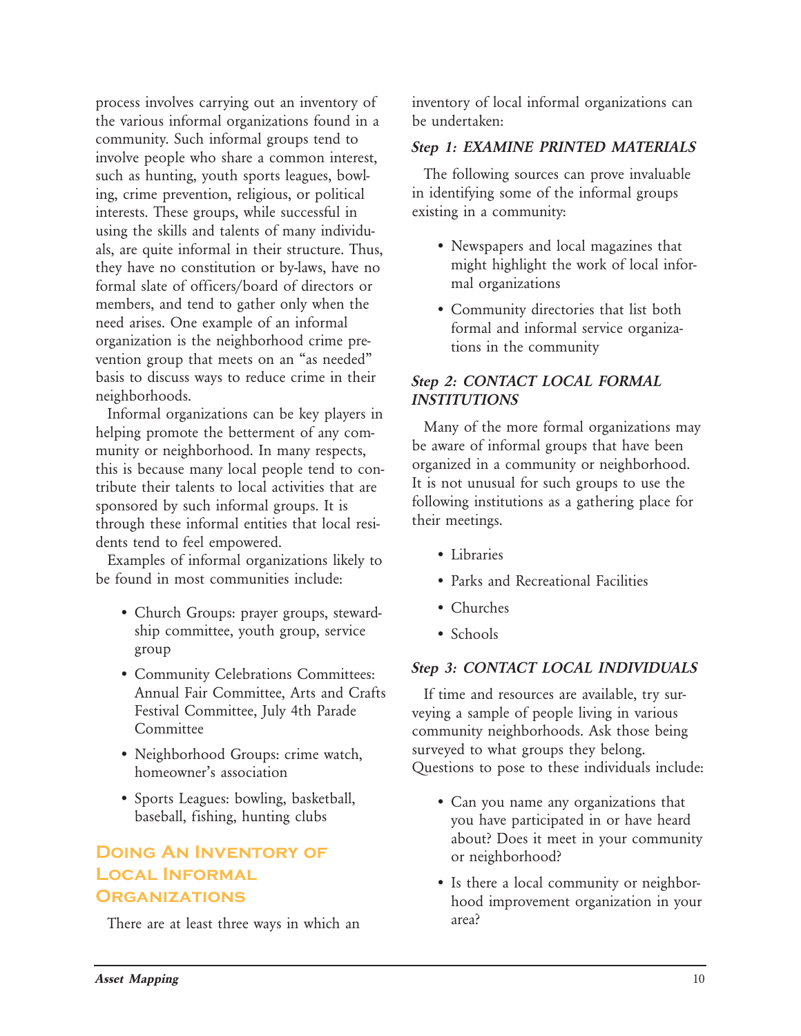process involves carrying out an inventory of the various informal organizations found in a community. Such informal groups tend to involve people who share a common interest, such as hunting, youth sports leagues, bowling, crime prevention, religious, or political interests. These groups, while successful in using the skills and talents of many individuals, are quite informal in their structure. Thus, they have no constitution or by-laws, have no formal slate of officers/board of directors or members, and tend to gather only when the need arises. One example of an informal organization is the neighborhood crime prevention group that meets on an "as needed" basis to discuss ways to reduce crime in their neighborhoods.

Informal organizations can be key players in helping promote the betterment of any community or neighborhood. In many respects, this is because many local people tend to contribute their talents to local activities that are sponsored by such informal groups. It is through these informal entities that local residents tend to feel empowered.

Examples of informal organizations likely to be found in most communities include:

- Church Groups: prayer groups, stewardship committee, youth group, service group
- Community Celebrations Committees: Annual Fair Committee, Arts and Crafts Festival Committee, July 4th Parade Committee
- Neighborhood Groups: crime watch, homeowner's association
- Sports Leagues: bowling, basketball, baseball, fishing, hunting clubs

## Doing An Inventory of Local Informal Organizations

There are at least three ways in which an inventory of local informal organizations can be undertaken:

### *Step 1: EXAMINE PRINTED MATERIALS*

The following sources can prove invaluable in identifying some of the informal groups existing in a community:

- Newspapers and local magazines that might highlight the work of local informal organizations
- Community directories that list both formal and informal service organizations in the community

### *Step 2: CONTACT LOCAL FORMAL INSTITUTIONS*

Many of the more formal organizations may be aware of informal groups that have been organized in a community or neighborhood. It is not unusual for such groups to use the following institutions as a gathering place for their meetings.

- Libraries
- Parks and Recreational Facilities
- Churches
- Schools

### *Step 3: CONTACT LOCAL INDIVIDUALS*

If time and resources are available, try surveying a sample of people living in various community neighborhoods. Ask those being surveyed to what groups they belong. Questions to pose to these individuals include:

- Can you name any organizations that you have participated in or have heard about? Does it meet in your community or neighborhood?
- Is there a local community or neighborhood improvement organization in your area?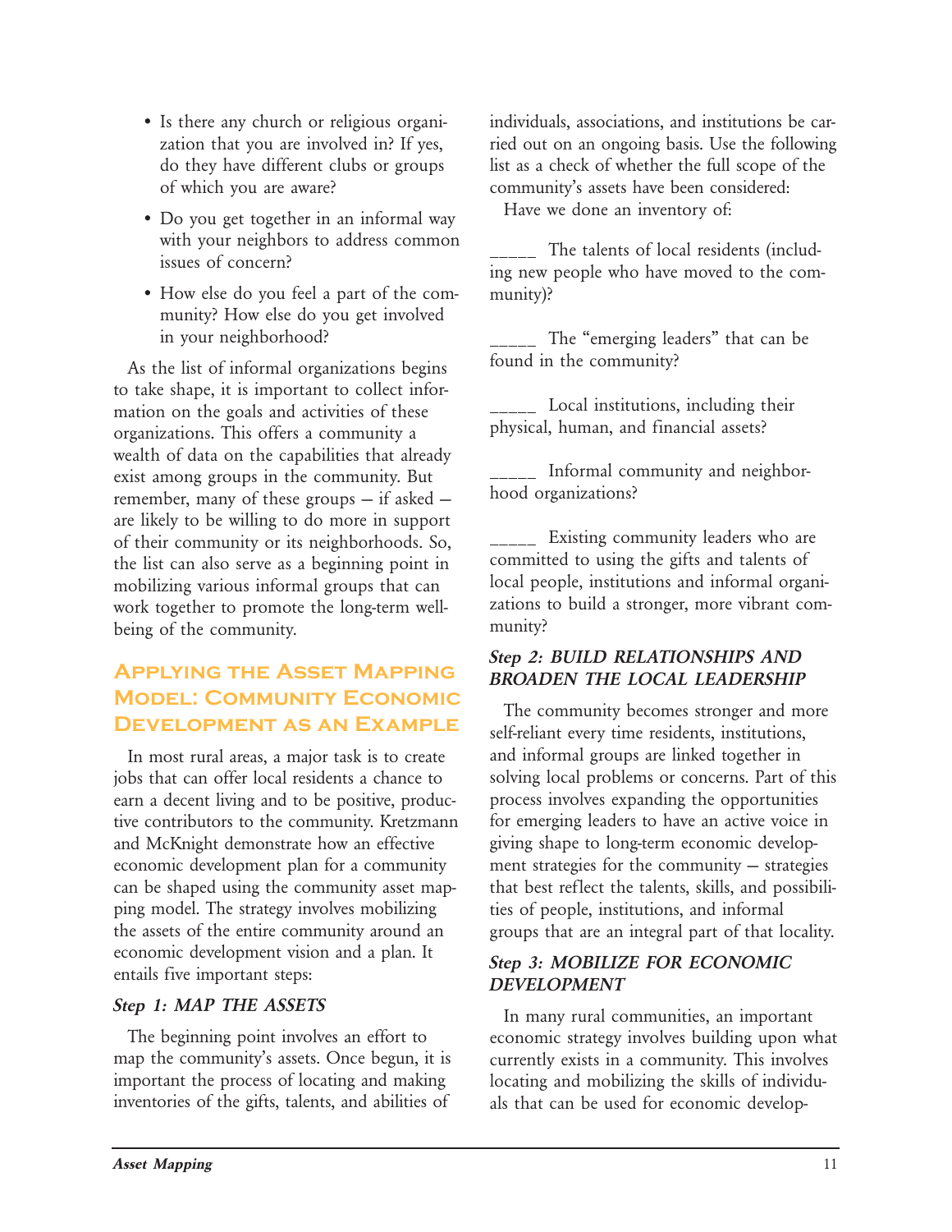- Is there any church or religious organization that you are involved in? If yes, do they have different clubs or groups of which you are aware?
- Do you get together in an informal way with your neighbors to address common issues of concern?
- How else do you feel a part of the community? How else do you get involved in your neighborhood?

As the list of informal organizations begins to take shape, it is important to collect information on the goals and activities of these organizations. This offers a community a wealth of data on the capabilities that already exist among groups in the community. But remember, many of these groups – if asked – are likely to be willing to do more in support of their community or its neighborhoods. So, the list can also serve as a beginning point in mobilizing various informal groups that can work together to promote the long-term well-being of the community.

## Applying the Asset Mapping Model: Community Economic Development as an Example

In most rural areas, a major task is to create jobs that can offer local residents a chance to earn a decent living and to be positive, productive contributors to the community. Kretzmann and McKnight demonstrate how an effective economic development plan for a community can be shaped using the community asset mapping model. The strategy involves mobilizing the assets of the entire community around an economic development vision and a plan. It entails five important steps:

### *Step 1: MAP THE ASSETS*

The beginning point involves an effort to map the community's assets. Once begun, it is important the process of locating and making inventories of the gifts, talents, and abilities of individuals, associations, and institutions be carried out on an ongoing basis. Use the following list as a check of whether the full scope of the community's assets have been considered:

Have we done an inventory of:

_____ The talents of local residents (including new people who have moved to the community)?

_____ The "emerging leaders" that can be found in the community?

_____ Local institutions, including their physical, human, and financial assets?

_____ Informal community and neighborhood organizations?

_____ Existing community leaders who are committed to using the gifts and talents of local people, institutions and informal organizations to build a stronger, more vibrant community?

### *Step 2: BUILD RELATIONSHIPS AND BROADEN THE LOCAL LEADERSHIP*

The community becomes stronger and more self-reliant every time residents, institutions, and informal groups are linked together in solving local problems or concerns. Part of this process involves expanding the opportunities for emerging leaders to have an active voice in giving shape to long-term economic development strategies for the community – strategies that best reflect the talents, skills, and possibilities of people, institutions, and informal groups that are an integral part of that locality.

### *Step 3: MOBILIZE FOR ECONOMIC DEVELOPMENT*

In many rural communities, an important economic strategy involves building upon what currently exists in a community. This involves locating and mobilizing the skills of individuals that can be used for economic develop-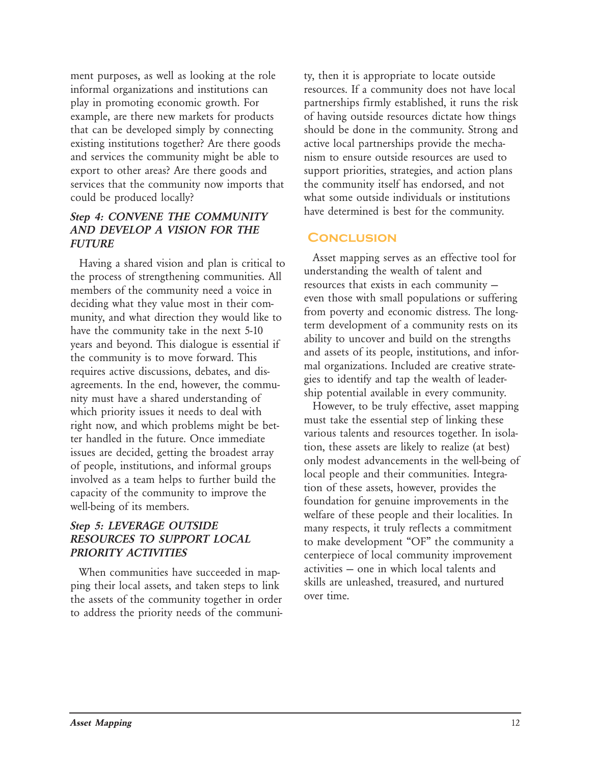ment purposes, as well as looking at the role informal organizations and institutions can play in promoting economic growth. For example, are there new markets for products that can be developed simply by connecting existing institutions together? Are there goods and services the community might be able to export to other areas? Are there goods and services that the community now imports that could be produced locally?

### *Step 4: CONVENE THE COMMUNITY AND DEVELOP A VISION FOR THE FUTURE*

Having a shared vision and plan is critical to the process of strengthening communities. All members of the community need a voice in deciding what they value most in their community, and what direction they would like to have the community take in the next 5-10 years and beyond. This dialogue is essential if the community is to move forward. This requires active discussions, debates, and disagreements. In the end, however, the community must have a shared understanding of which priority issues it needs to deal with right now, and which problems might be better handled in the future. Once immediate issues are decided, getting the broadest array of people, institutions, and informal groups involved as a team helps to further build the capacity of the community to improve the well-being of its members.

### *Step 5: LEVERAGE OUTSIDE RESOURCES TO SUPPORT LOCAL PRIORITY ACTIVITIES*

When communities have succeeded in mapping their local assets, and taken steps to link the assets of the community together in order to address the priority needs of the community, then it is appropriate to locate outside resources. If a community does not have local partnerships firmly established, it runs the risk of having outside resources dictate how things should be done in the community. Strong and active local partnerships provide the mechanism to ensure outside resources are used to support priorities, strategies, and action plans the community itself has endorsed, and not what some outside individuals or institutions have determined is best for the community.

## Conclusion

Asset mapping serves as an effective tool for understanding the wealth of talent and resources that exists in each community — even those with small populations or suffering from poverty and economic distress. The long-term development of a community rests on its ability to uncover and build on the strengths and assets of its people, institutions, and informal organizations. Included are creative strategies to identify and tap the wealth of leadership potential available in every community.

However, to be truly effective, asset mapping must take the essential step of linking these various talents and resources together. In isolation, these assets are likely to realize (at best) only modest advancements in the well-being of local people and their communities. Integration of these assets, however, provides the foundation for genuine improvements in the welfare of these people and their localities. In many respects, it truly reflects a commitment to make development "OF" the community a centerpiece of local community improvement activities — one in which local talents and skills are unleashed, treasured, and nurtured over time.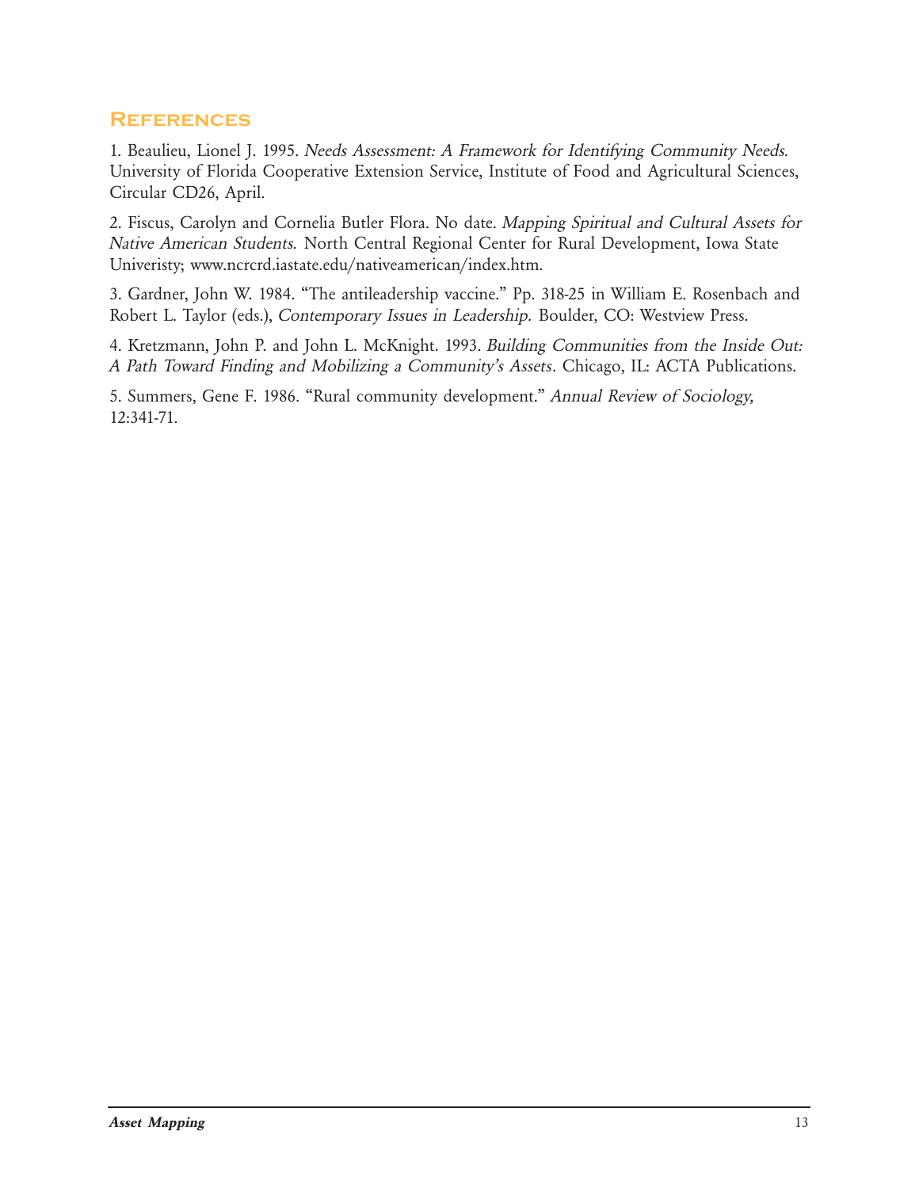## References

1. Beaulieu, Lionel J. 1995. *Needs Assessment: A Framework for Identifying Community Needs.* University of Florida Cooperative Extension Service, Institute of Food and Agricultural Sciences, Circular CD26, April.

2. Fiscus, Carolyn and Cornelia Butler Flora. No date. *Mapping Spiritual and Cultural Assets for Native American Students.* North Central Regional Center for Rural Development, Iowa State Univeristy; www.ncrcrd.iastate.edu/nativeamerican/index.htm.

3. Gardner, John W. 1984. "The antileadership vaccine." Pp. 318-25 in William E. Rosenbach and Robert L. Taylor (eds.), *Contemporary Issues in Leadership.* Boulder, CO: Westview Press.

4. Kretzmann, John P. and John L. McKnight. 1993. *Building Communities from the Inside Out: A Path Toward Finding and Mobilizing a Community's Assets*. Chicago, IL: ACTA Publications.

5. Summers, Gene F. 1986. "Rural community development." *Annual Review of Sociology,* 12:341-71.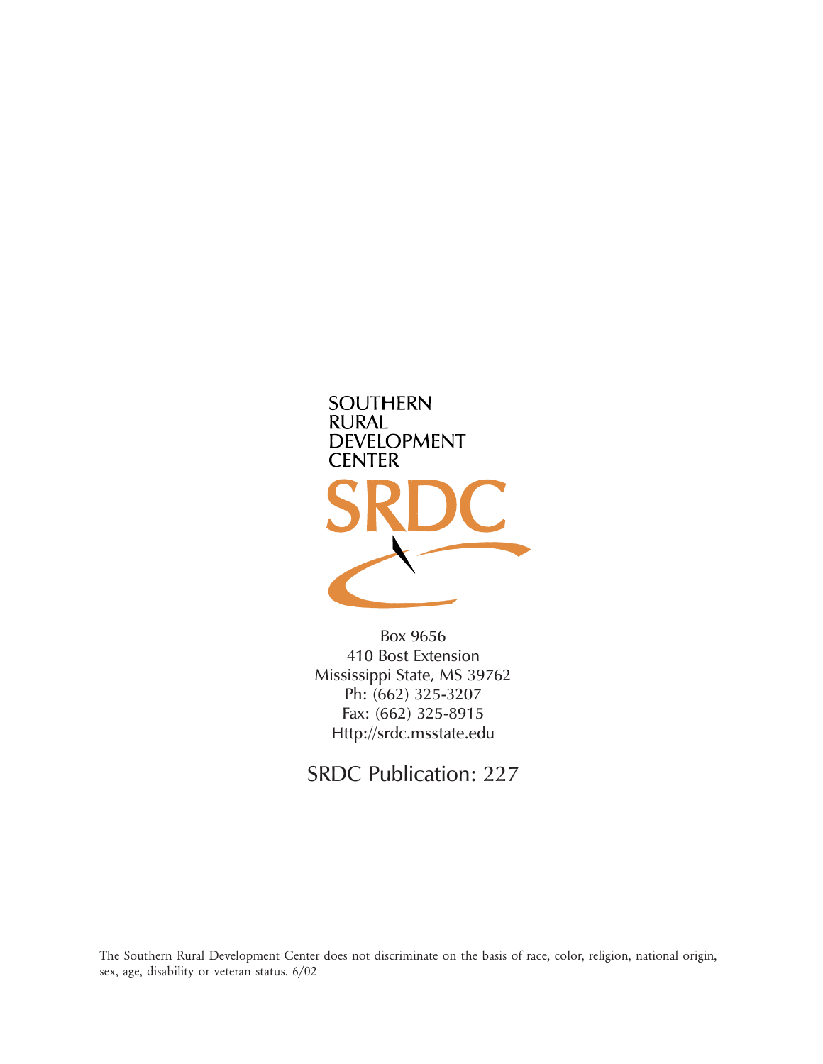SOUTHERN
RURAL
DEVELOPMENT
CENTER

SRDC

Box 9656
410 Bost Extension
Mississippi State, MS 39762
Ph: (662) 325-3207
Fax: (662) 325-8915
Http://srdc.msstate.edu

SRDC Publication: 227

The Southern Rural Development Center does not discriminate on the basis of race, color, religion, national origin, sex, age, disability or veteran status. 6/02